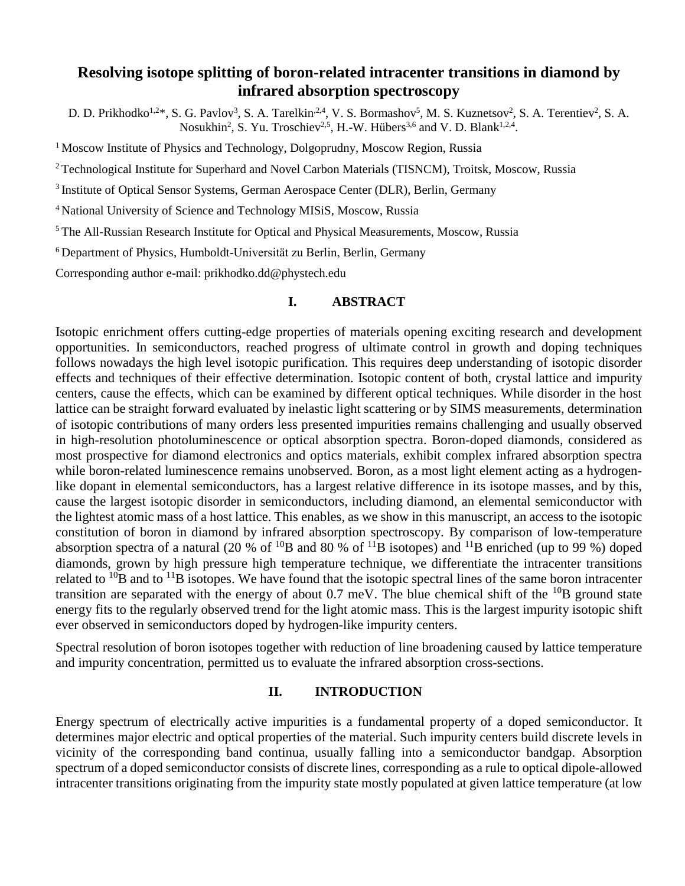# Resolving isotope splitting of boron-related intracenter transitions in diamond by infrared absorption spectroscopy

D. D. Prikhodko[1,2]*, S. G. Pavlov[3], S. A. Tarelkin[2,4], V. S. Bormashov[5], M. S. Kuznetsov[2], S. A. Terentiev[2], S. A. Nosukhin[2], S. Yu. Troschiev[2,5], H.-W. Hübers[3,6] and V. D. Blank[1,2,4].

[1] Moscow Institute of Physics and Technology, Dolgoprudny, Moscow Region, Russia

[2] Technological Institute for Superhard and Novel Carbon Materials (TISNCM), Troitsk, Moscow, Russia

[3] Institute of Optical Sensor Systems, German Aerospace Center (DLR), Berlin, Germany

[4] National University of Science and Technology MISiS, Moscow, Russia

[5] The All-Russian Research Institute for Optical and Physical Measurements, Moscow, Russia

[6] Department of Physics, Humboldt-Universität zu Berlin, Berlin, Germany

Corresponding author e-mail: prikhodko.dd@phystech.edu

## I. ABSTRACT

Isotopic enrichment offers cutting-edge properties of materials opening exciting research and development opportunities. In semiconductors, reached progress of ultimate control in growth and doping techniques follows nowadays the high level isotopic purification. This requires deep understanding of isotopic disorder effects and techniques of their effective determination. Isotopic content of both, crystal lattice and impurity centers, cause the effects, which can be examined by different optical techniques. While disorder in the host lattice can be straight forward evaluated by inelastic light scattering or by SIMS measurements, determination of isotopic contributions of many orders less presented impurities remains challenging and usually observed in high-resolution photoluminescence or optical absorption spectra. Boron-doped diamonds, considered as most prospective for diamond electronics and optics materials, exhibit complex infrared absorption spectra while boron-related luminescence remains unobserved. Boron, as a most light element acting as a hydrogen-like dopant in elemental semiconductors, has a largest relative difference in its isotope masses, and by this, cause the largest isotopic disorder in semiconductors, including diamond, an elemental semiconductor with the lightest atomic mass of a host lattice. This enables, as we show in this manuscript, an access to the isotopic constitution of boron in diamond by infrared absorption spectroscopy. By comparison of low-temperature absorption spectra of a natural (20 % of $^{10}$B and 80 % of $^{11}$B isotopes) and $^{11}$B enriched (up to 99 %) doped diamonds, grown by high pressure high temperature technique, we differentiate the intracenter transitions related to $^{10}$B and to $^{11}$B isotopes. We have found that the isotopic spectral lines of the same boron intracenter transition are separated with the energy of about 0.7 meV. The blue chemical shift of the $^{10}$B ground state energy fits to the regularly observed trend for the light atomic mass. This is the largest impurity isotopic shift ever observed in semiconductors doped by hydrogen-like impurity centers.

Spectral resolution of boron isotopes together with reduction of line broadening caused by lattice temperature and impurity concentration, permitted us to evaluate the infrared absorption cross-sections.

## II. INTRODUCTION

Energy spectrum of electrically active impurities is a fundamental property of a doped semiconductor. It determines major electric and optical properties of the material. Such impurity centers build discrete levels in vicinity of the corresponding band continua, usually falling into a semiconductor bandgap. Absorption spectrum of a doped semiconductor consists of discrete lines, corresponding as a rule to optical dipole-allowed intracenter transitions originating from the impurity state mostly populated at given lattice temperature (at low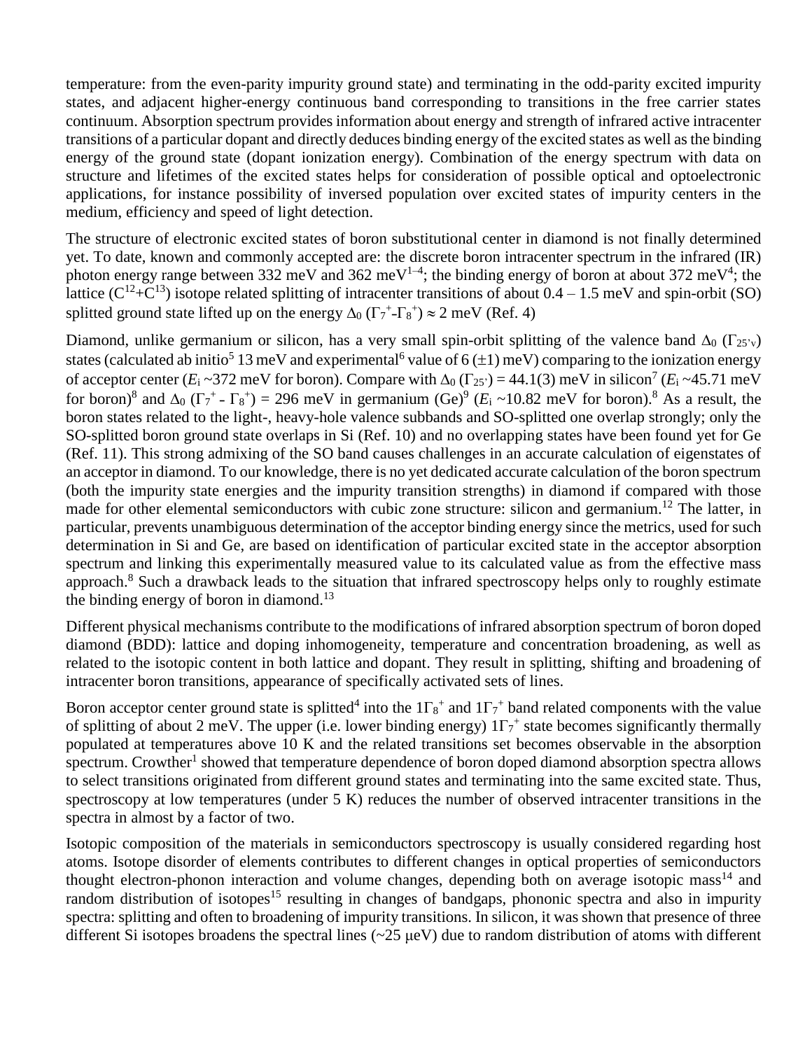temperature: from the even-parity impurity ground state) and terminating in the odd-parity excited impurity states, and adjacent higher-energy continuous band corresponding to transitions in the free carrier states continuum. Absorption spectrum provides information about energy and strength of infrared active intracenter transitions of a particular dopant and directly deduces binding energy of the excited states as well as the binding energy of the ground state (dopant ionization energy). Combination of the energy spectrum with data on structure and lifetimes of the excited states helps for consideration of possible optical and optoelectronic applications, for instance possibility of inversed population over excited states of impurity centers in the medium, efficiency and speed of light detection.

The structure of electronic excited states of boron substitutional center in diamond is not finally determined yet. To date, known and commonly accepted are: the discrete boron intracenter spectrum in the infrared (IR) photon energy range between 332 meV and 362 meV[1–4]; the binding energy of boron at about 372 meV[4]; the lattice ($C^{12}$+$C^{13}$) isotope related splitting of intracenter transitions of about 0.4 – 1.5 meV and spin-orbit (SO) splitted ground state lifted up on the energy $\Delta_0$ ($\Gamma_7^+$-$\Gamma_8^+$) ≈ 2 meV (Ref. 4)

Diamond, unlike germanium or silicon, has a very small spin-orbit splitting of the valence band $\Delta_0$ ($\Gamma_{25'v}$) states (calculated ab initio[5] 13 meV and experimental[6] value of 6 (±1) meV) comparing to the ionization energy of acceptor center ($E_i$ ~372 meV for boron). Compare with $\Delta_0$ ($\Gamma_{25'}$) = 44.1(3) meV in silicon[7] ($E_i$ ~45.71 meV for boron)[8] and $\Delta_0$ ($\Gamma_7^+$ - $\Gamma_8^+$) = 296 meV in germanium (Ge)[9] ($E_i$ ~10.82 meV for boron).[8] As a result, the boron states related to the light-, heavy-hole valence subbands and SO-splitted one overlap strongly; only the SO-splitted boron ground state overlaps in Si (Ref. 10) and no overlapping states have been found yet for Ge (Ref. 11). This strong admixing of the SO band causes challenges in an accurate calculation of eigenstates of an acceptor in diamond. To our knowledge, there is no yet dedicated accurate calculation of the boron spectrum (both the impurity state energies and the impurity transition strengths) in diamond if compared with those made for other elemental semiconductors with cubic zone structure: silicon and germanium.[12] The latter, in particular, prevents unambiguous determination of the acceptor binding energy since the metrics, used for such determination in Si and Ge, are based on identification of particular excited state in the acceptor absorption spectrum and linking this experimentally measured value to its calculated value as from the effective mass approach.[8] Such a drawback leads to the situation that infrared spectroscopy helps only to roughly estimate the binding energy of boron in diamond.[13]

Different physical mechanisms contribute to the modifications of infrared absorption spectrum of boron doped diamond (BDD): lattice and doping inhomogeneity, temperature and concentration broadening, as well as related to the isotopic content in both lattice and dopant. They result in splitting, shifting and broadening of intracenter boron transitions, appearance of specifically activated sets of lines.

Boron acceptor center ground state is splitted[4] into the $1\Gamma_8^+$ and $1\Gamma_7^+$ band related components with the value of splitting of about 2 meV. The upper (i.e. lower binding energy) $1\Gamma_7^+$ state becomes significantly thermally populated at temperatures above 10 K and the related transitions set becomes observable in the absorption spectrum. Crowther[1] showed that temperature dependence of boron doped diamond absorption spectra allows to select transitions originated from different ground states and terminating into the same excited state. Thus, spectroscopy at low temperatures (under 5 K) reduces the number of observed intracenter transitions in the spectra in almost by a factor of two.

Isotopic composition of the materials in semiconductors spectroscopy is usually considered regarding host atoms. Isotope disorder of elements contributes to different changes in optical properties of semiconductors thought electron-phonon interaction and volume changes, depending both on average isotopic mass[14] and random distribution of isotopes[15] resulting in changes of bandgaps, phononic spectra and also in impurity spectra: splitting and often to broadening of impurity transitions. In silicon, it was shown that presence of three different Si isotopes broadens the spectral lines (~25 μeV) due to random distribution of atoms with different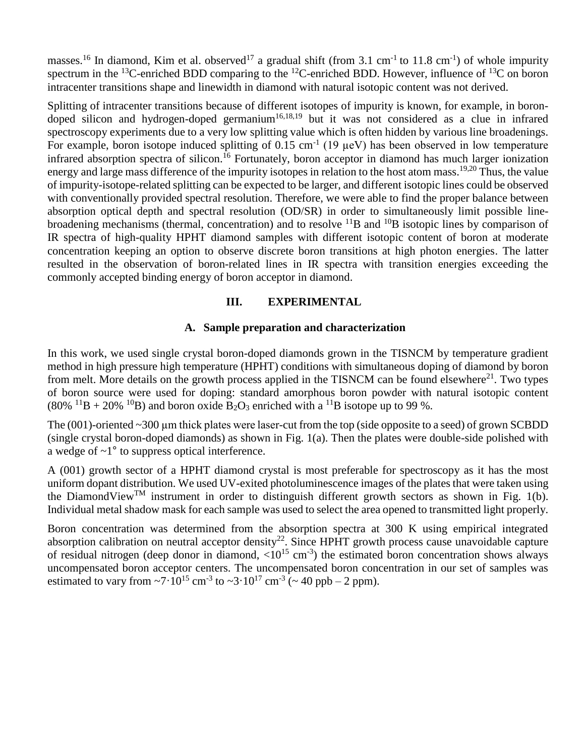masses.[16] In diamond, Kim et al. observed[17] a gradual shift (from 3.1 $cm^{-1}$ to 11.8 $cm^{-1}$) of whole impurity spectrum in the $^{13}C$-enriched BDD comparing to the $^{12}C$-enriched BDD. However, influence of $^{13}C$ on boron intracenter transitions shape and linewidth in diamond with natural isotopic content was not derived.

Splitting of intracenter transitions because of different isotopes of impurity is known, for example, in boron-doped silicon and hydrogen-doped germanium[16,18,19] but it was not considered as a clue in infrared spectroscopy experiments due to a very low splitting value which is often hidden by various line broadenings. For example, boron isotope induced splitting of 0.15 $cm^{-1}$ (19 μeV) has been observed in low temperature infrared absorption spectra of silicon.[16] Fortunately, boron acceptor in diamond has much larger ionization energy and large mass difference of the impurity isotopes in relation to the host atom mass.[19,20] Thus, the value of impurity-isotope-related splitting can be expected to be larger, and different isotopic lines could be observed with conventionally provided spectral resolution. Therefore, we were able to find the proper balance between absorption optical depth and spectral resolution (OD/SR) in order to simultaneously limit possible line-broadening mechanisms (thermal, concentration) and to resolve $^{11}B$ and $^{10}B$ isotopic lines by comparison of IR spectra of high-quality HPHT diamond samples with different isotopic content of boron at moderate concentration keeping an option to observe discrete boron transitions at high photon energies. The latter resulted in the observation of boron-related lines in IR spectra with transition energies exceeding the commonly accepted binding energy of boron acceptor in diamond.

## III. EXPERIMENTAL

### A. Sample preparation and characterization

In this work, we used single crystal boron-doped diamonds grown in the TISNCM by temperature gradient method in high pressure high temperature (HPHT) conditions with simultaneous doping of diamond by boron from melt. More details on the growth process applied in the TISNCM can be found elsewhere[21]. Two types of boron source were used for doping: standard amorphous boron powder with natural isotopic content (80% $^{11}B$ + 20% $^{10}B$) and boron oxide $B_2O_3$ enriched with a $^{11}B$ isotope up to 99 %.

The (001)-oriented ~300 μm thick plates were laser-cut from the top (side opposite to a seed) of grown SCBDD (single crystal boron-doped diamonds) as shown in Fig. 1(a). Then the plates were double-side polished with a wedge of ~1° to suppress optical interference.

A (001) growth sector of a HPHT diamond crystal is most preferable for spectroscopy as it has the most uniform dopant distribution. We used UV-exited photoluminescence images of the plates that were taken using the DiamondView™ instrument in order to distinguish different growth sectors as shown in Fig. 1(b). Individual metal shadow mask for each sample was used to select the area opened to transmitted light properly.

Boron concentration was determined from the absorption spectra at 300 K using empirical integrated absorption calibration on neutral acceptor density[22]. Since HPHT growth process cause unavoidable capture of residual nitrogen (deep donor in diamond, $<10^{15}$ $cm^{-3}$) the estimated boron concentration shows always uncompensated boron acceptor centers. The uncompensated boron concentration in our set of samples was estimated to vary from $\sim 7 \cdot 10^{15}$ $cm^{-3}$ to $\sim 3 \cdot 10^{17}$ $cm^{-3}$ (~ 40 ppb – 2 ppm).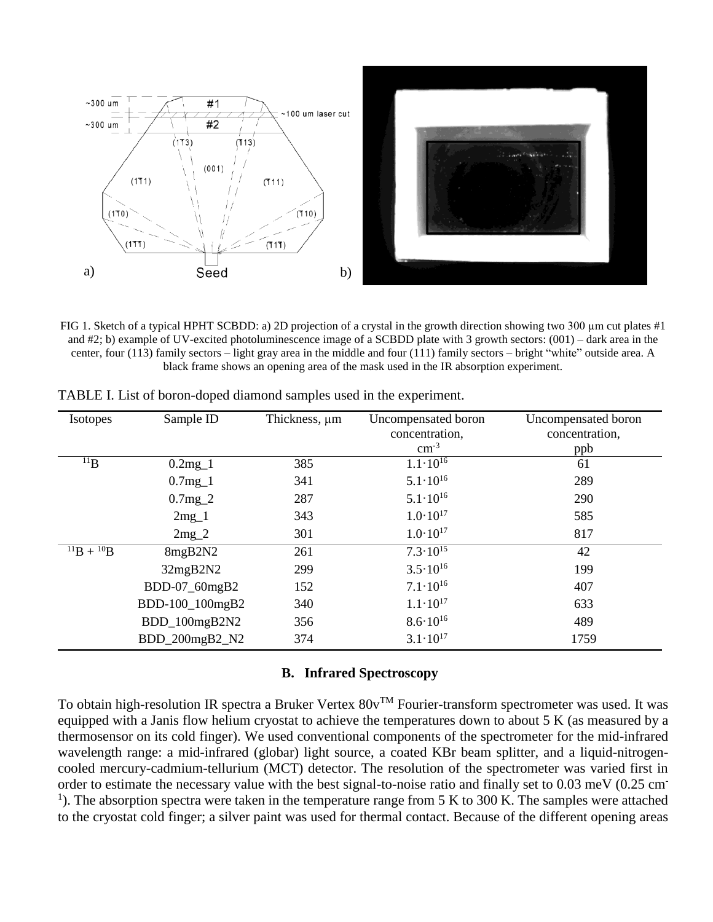FIG 1. Sketch of a typical HPHT SCBDD: a) 2D projection of a crystal in the growth direction showing two 300 μm cut plates #1 and #2; b) example of UV-excited photoluminescence image of a SCBDD plate with 3 growth sectors: (001) – dark area in the center, four (113) family sectors – light gray area in the middle and four (111) family sectors – bright "white" outside area. A black frame shows an opening area of the mask used in the IR absorption experiment.

TABLE I. List of boron-doped diamond samples used in the experiment.

| Isotopes | Sample ID | Thickness, μm | Uncompensated boron concentration, $cm^{-3}$ | Uncompensated boron concentration, ppb |
|---|---|---|---|---|
| $^{11}B$ | 0.2mg_1 | 385 | $1.1\cdot10^{16}$ | 61 |
| | 0.7mg_1 | 341 | $5.1\cdot10^{16}$ | 289 |
| | 0.7mg_2 | 287 | $5.1\cdot10^{16}$ | 290 |
| | 2mg_1 | 343 | $1.0\cdot10^{17}$ | 585 |
| | 2mg_2 | 301 | $1.0\cdot10^{17}$ | 817 |
| $^{11}B + {}^{10}B$ | 8mgB2N2 | 261 | $7.3\cdot10^{15}$ | 42 |
| | 32mgB2N2 | 299 | $3.5\cdot10^{16}$ | 199 |
| | BDD-07_60mgB2 | 152 | $7.1\cdot10^{16}$ | 407 |
| | BDD-100_100mgB2 | 340 | $1.1\cdot10^{17}$ | 633 |
| | BDD_100mgB2N2 | 356 | $8.6\cdot10^{16}$ | 489 |
| | BDD_200mgB2_N2 | 374 | $3.1\cdot10^{17}$ | 1759 |

### B. Infrared Spectroscopy

To obtain high-resolution IR spectra a Bruker Vertex 80v™ Fourier-transform spectrometer was used. It was equipped with a Janis flow helium cryostat to achieve the temperatures down to about 5 K (as measured by a thermosensor on its cold finger). We used conventional components of the spectrometer for the mid-infrared wavelength range: a mid-infrared (globar) light source, a coated KBr beam splitter, and a liquid-nitrogen-cooled mercury-cadmium-tellurium (MCT) detector. The resolution of the spectrometer was varied first in order to estimate the necessary value with the best signal-to-noise ratio and finally set to 0.03 meV (0.25 $cm^{-1}$). The absorption spectra were taken in the temperature range from 5 K to 300 K. The samples were attached to the cryostat cold finger; a silver paint was used for thermal contact. Because of the different opening areas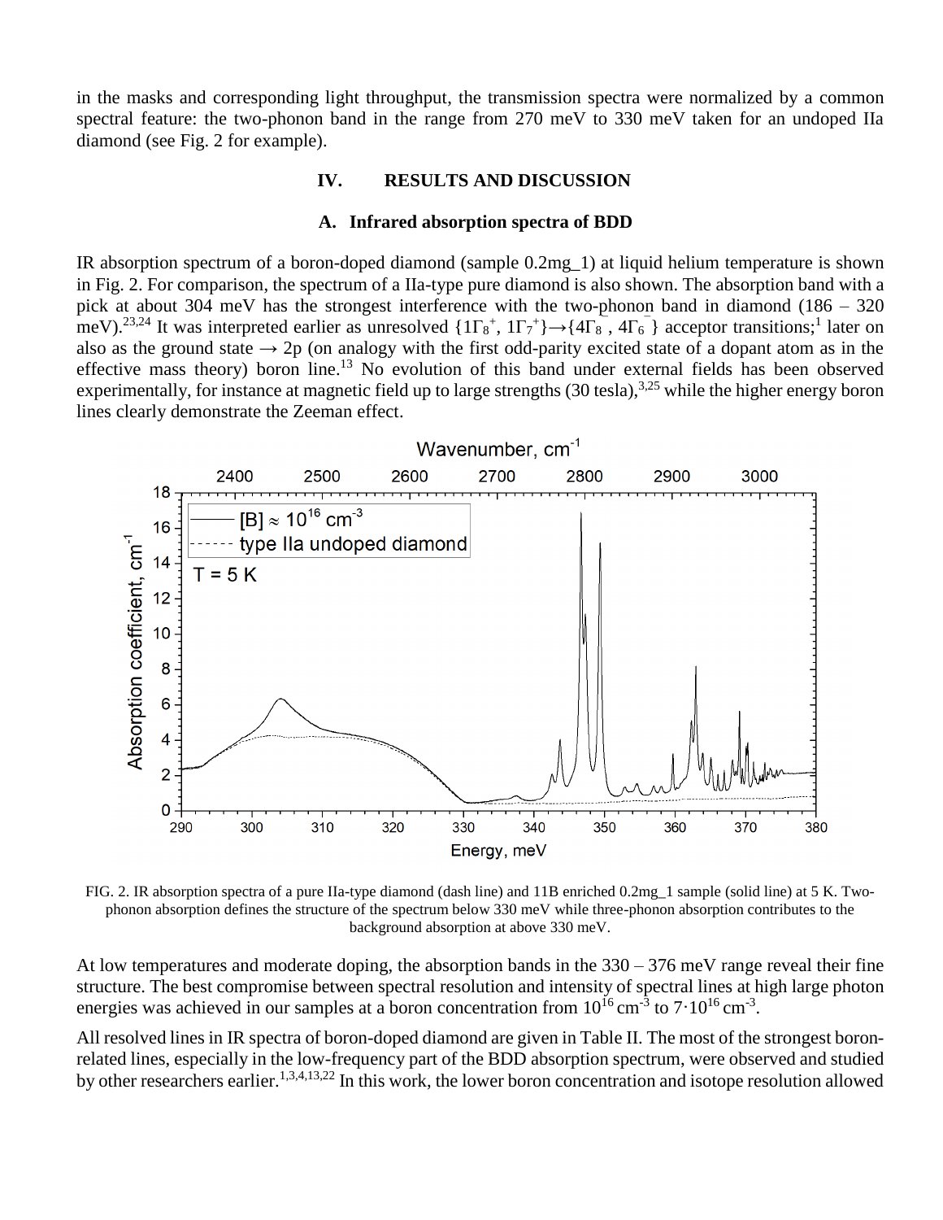in the masks and corresponding light throughput, the transmission spectra were normalized by a common spectral feature: the two-phonon band in the range from 270 meV to 330 meV taken for an undoped IIa diamond (see Fig. 2 for example).

## IV. RESULTS AND DISCUSSION

### A. Infrared absorption spectra of BDD

IR absorption spectrum of a boron-doped diamond (sample 0.2mg_1) at liquid helium temperature is shown in Fig. 2. For comparison, the spectrum of a IIa-type pure diamond is also shown. The absorption band with a pick at about 304 meV has the strongest interference with the two-phonon band in diamond (186 – 320 meV).[23,24] It was interpreted earlier as unresolved $\{1\Gamma_8^+, 1\Gamma_7^+\}\rightarrow\{4\Gamma_8^-, 4\Gamma_6^-\}$ acceptor transitions;[1] later on also as the ground state → 2p (on analogy with the first odd-parity excited state of a dopant atom as in the effective mass theory) boron line.[13] No evolution of this band under external fields has been observed experimentally, for instance at magnetic field up to large strengths (30 tesla),[3,25] while the higher energy boron lines clearly demonstrate the Zeeman effect.

FIG. 2. IR absorption spectra of a pure IIa-type diamond (dash line) and 11B enriched 0.2mg_1 sample (solid line) at 5 K. Two-phonon absorption defines the structure of the spectrum below 330 meV while three-phonon absorption contributes to the background absorption at above 330 meV.

At low temperatures and moderate doping, the absorption bands in the 330 – 376 meV range reveal their fine structure. The best compromise between spectral resolution and intensity of spectral lines at high large photon energies was achieved in our samples at a boron concentration from $10^{16}$ cm$^{-3}$ to $7\cdot10^{16}$ cm$^{-3}$.

All resolved lines in IR spectra of boron-doped diamond are given in Table II. The most of the strongest boron-related lines, especially in the low-frequency part of the BDD absorption spectrum, were observed and studied by other researchers earlier.[1,3,4,13,22] In this work, the lower boron concentration and isotope resolution allowed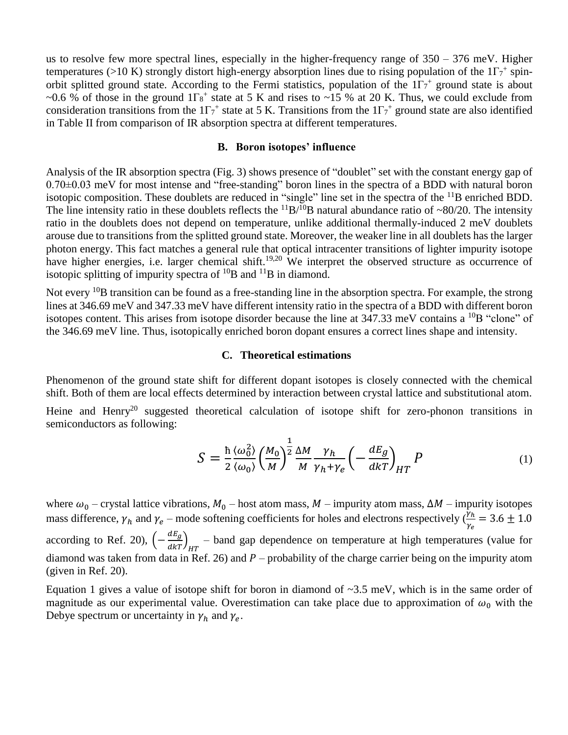us to resolve few more spectral lines, especially in the higher-frequency range of 350 – 376 meV. Higher temperatures (>10 K) strongly distort high-energy absorption lines due to rising population of the $1\Gamma_7^+$ spin-orbit splitted ground state. According to the Fermi statistics, population of the $1\Gamma_7^+$ ground state is about ~0.6 % of those in the ground $1\Gamma_8^+$ state at 5 K and rises to ~15 % at 20 K. Thus, we could exclude from consideration transitions from the $1\Gamma_7^+$ state at 5 K. Transitions from the $1\Gamma_7^+$ ground state are also identified in Table II from comparison of IR absorption spectra at different temperatures.

### B. Boron isotopes' influence

Analysis of the IR absorption spectra (Fig. 3) shows presence of "doublet" set with the constant energy gap of 0.70±0.03 meV for most intense and "free-standing" boron lines in the spectra of a BDD with natural boron isotopic composition. These doublets are reduced in "single" line set in the spectra of the $^{11}$B enriched BDD. The line intensity ratio in these doublets reflects the $^{11}$B/$^{10}$B natural abundance ratio of ~80/20. The intensity ratio in the doublets does not depend on temperature, unlike additional thermally-induced 2 meV doublets arouse due to transitions from the splitted ground state. Moreover, the weaker line in all doublets has the larger photon energy. This fact matches a general rule that optical intracenter transitions of lighter impurity isotope have higher energies, i.e. larger chemical shift.[19,20] We interpret the observed structure as occurrence of isotopic splitting of impurity spectra of $^{10}$B and $^{11}$B in diamond.

Not every $^{10}$B transition can be found as a free-standing line in the absorption spectra. For example, the strong lines at 346.69 meV and 347.33 meV have different intensity ratio in the spectra of a BDD with different boron isotopes content. This arises from isotope disorder because the line at 347.33 meV contains a $^{10}$B "clone" of the 346.69 meV line. Thus, isotopically enriched boron dopant ensures a correct lines shape and intensity.

### C. Theoretical estimations

Phenomenon of the ground state shift for different dopant isotopes is closely connected with the chemical shift. Both of them are local effects determined by interaction between crystal lattice and substitutional atom.

Heine and Henry[20] suggested theoretical calculation of isotope shift for zero-phonon transitions in semiconductors as following:

$$S = \frac{\hbar}{2}\frac{\langle \omega_0^2 \rangle}{\langle \omega_0 \rangle}\left(\frac{M_0}{M}\right)^{\frac{1}{2}}\frac{\Delta M}{M}\frac{\gamma_h}{\gamma_h+\gamma_e}\left(-\frac{dE_g}{dkT}\right)_{HT}P \tag{1}$$

where $\omega_0$ – crystal lattice vibrations, $M_0$ – host atom mass, $M$ – impurity atom mass, $\Delta M$ – impurity isotopes mass difference, $\gamma_h$ and $\gamma_e$ – mode softening coefficients for holes and electrons respectively ($\frac{\gamma_h}{\gamma_e} = 3.6 \pm 1.0$ according to Ref. 20), $\left(-\frac{dE_g}{dkT}\right)_{HT}$ – band gap dependence on temperature at high temperatures (value for diamond was taken from data in Ref. 26) and $P$ – probability of the charge carrier being on the impurity atom (given in Ref. 20).

Equation 1 gives a value of isotope shift for boron in diamond of ~3.5 meV, which is in the same order of magnitude as our experimental value. Overestimation can take place due to approximation of $\omega_0$ with the Debye spectrum or uncertainty in $\gamma_h$ and $\gamma_e$.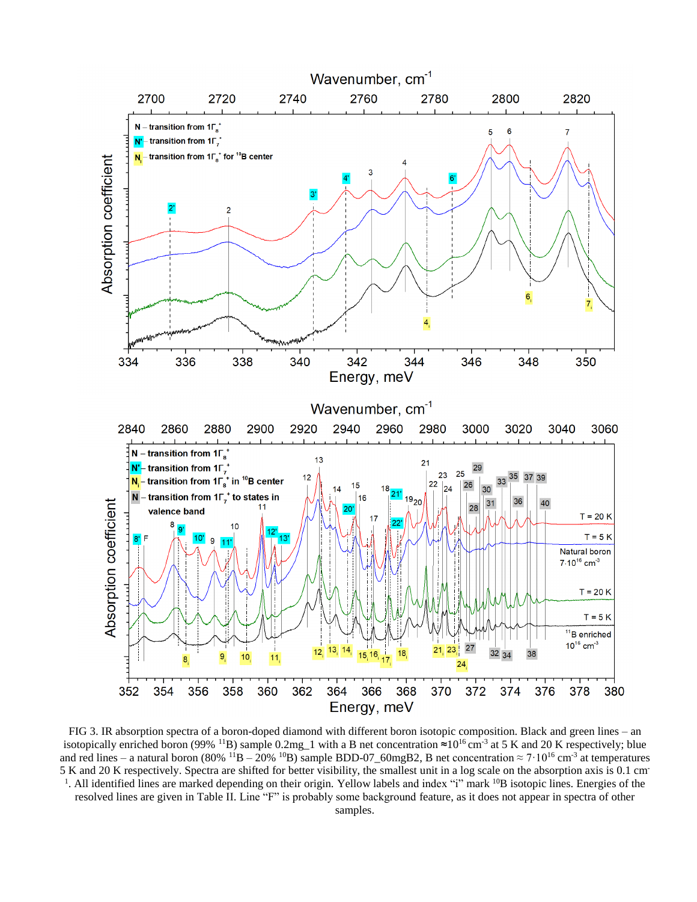FIG 3. IR absorption spectra of a boron-doped diamond with different boron isotopic composition. Black and green lines – an isotopically enriched boron (99% $^{11}$B) sample 0.2mg_1 with a B net concentration ≈$10^{16}$ cm$^{-3}$ at 5 K and 20 K respectively; blue and red lines – a natural boron (80% $^{11}$B – 20% $^{10}$B) sample BDD-07_60mgB2, B net concentration ≈ $7\cdot10^{16}$ cm$^{-3}$ at temperatures 5 K and 20 K respectively. Spectra are shifted for better visibility, the smallest unit in a log scale on the absorption axis is 0.1 cm$^{-1}$. All identified lines are marked depending on their origin. Yellow labels and index "i" mark $^{10}$B isotopic lines. Energies of the resolved lines are given in Table II. Line "F" is probably some background feature, as it does not appear in spectra of other samples.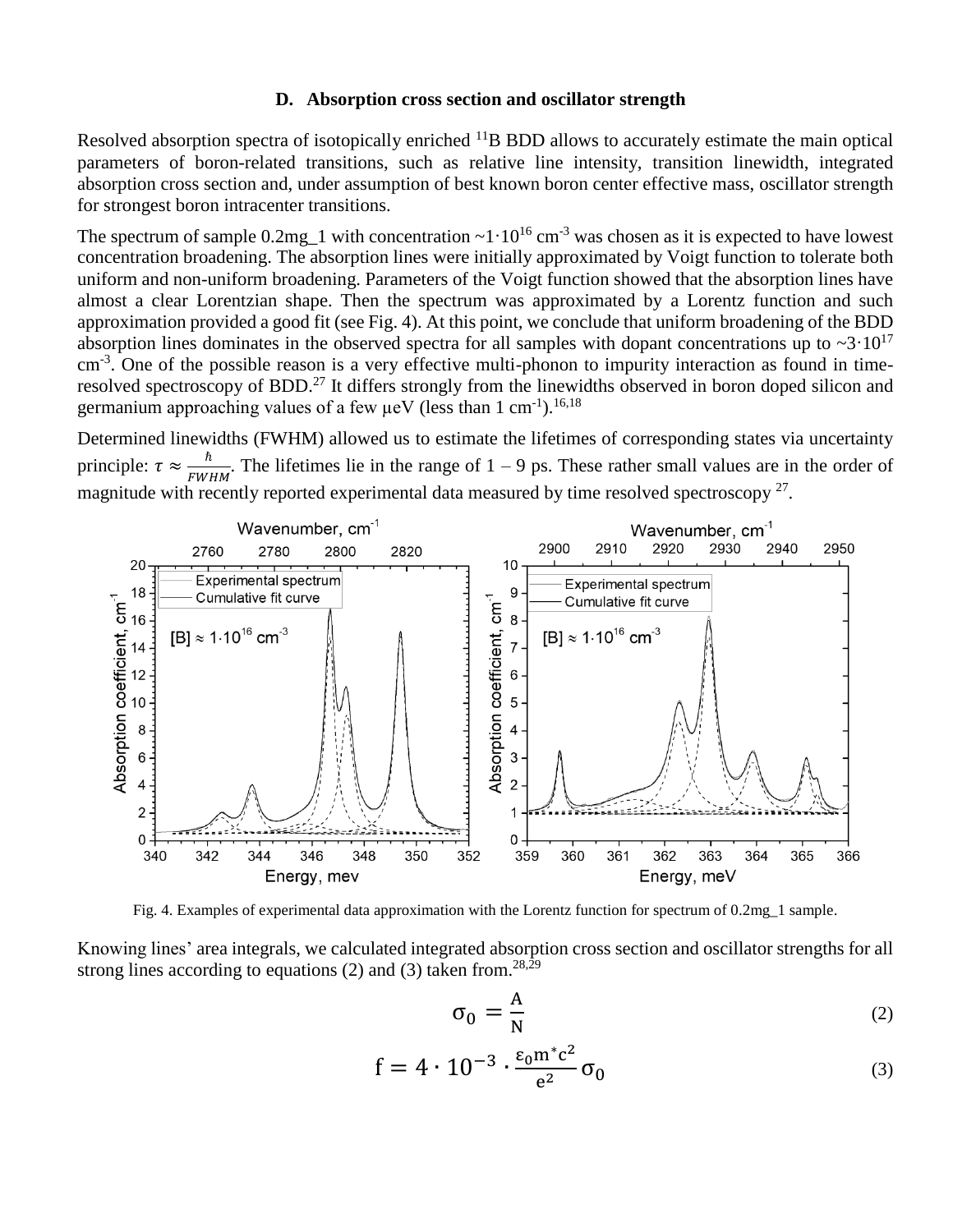### D. Absorption cross section and oscillator strength

Resolved absorption spectra of isotopically enriched $^{11}B$ BDD allows to accurately estimate the main optical parameters of boron-related transitions, such as relative line intensity, transition linewidth, integrated absorption cross section and, under assumption of best known boron center effective mass, oscillator strength for strongest boron intracenter transitions.

The spectrum of sample 0.2mg_1 with concentration $\sim 1 \cdot 10^{16}$ cm$^{-3}$ was chosen as it is expected to have lowest concentration broadening. The absorption lines were initially approximated by Voigt function to tolerate both uniform and non-uniform broadening. Parameters of the Voigt function showed that the absorption lines have almost a clear Lorentzian shape. Then the spectrum was approximated by a Lorentz function and such approximation provided a good fit (see Fig. 4). At this point, we conclude that uniform broadening of the BDD absorption lines dominates in the observed spectra for all samples with dopant concentrations up to $\sim 3 \cdot 10^{17}$ cm$^{-3}$. One of the possible reason is a very effective multi-phonon to impurity interaction as found in time-resolved spectroscopy of BDD.[27] It differs strongly from the linewidths observed in boron doped silicon and germanium approaching values of a few μeV (less than 1 cm$^{-1}$).[16,18]

Determined linewidths (FWHM) allowed us to estimate the lifetimes of corresponding states via uncertainty principle: $\tau \approx \frac{\hbar}{FWHM}$. The lifetimes lie in the range of 1 – 9 ps. These rather small values are in the order of magnitude with recently reported experimental data measured by time resolved spectroscopy [27].

Fig. 4. Examples of experimental data approximation with the Lorentz function for spectrum of 0.2mg_1 sample.

Knowing lines' area integrals, we calculated integrated absorption cross section and oscillator strengths for all strong lines according to equations (2) and (3) taken from.[28,29]

$$\sigma_0 = \frac{A}{N} \tag{2}$$

$$f = 4 \cdot 10^{-3} \cdot \frac{\varepsilon_0 m^* c^2}{e^2} \sigma_0 \tag{3}$$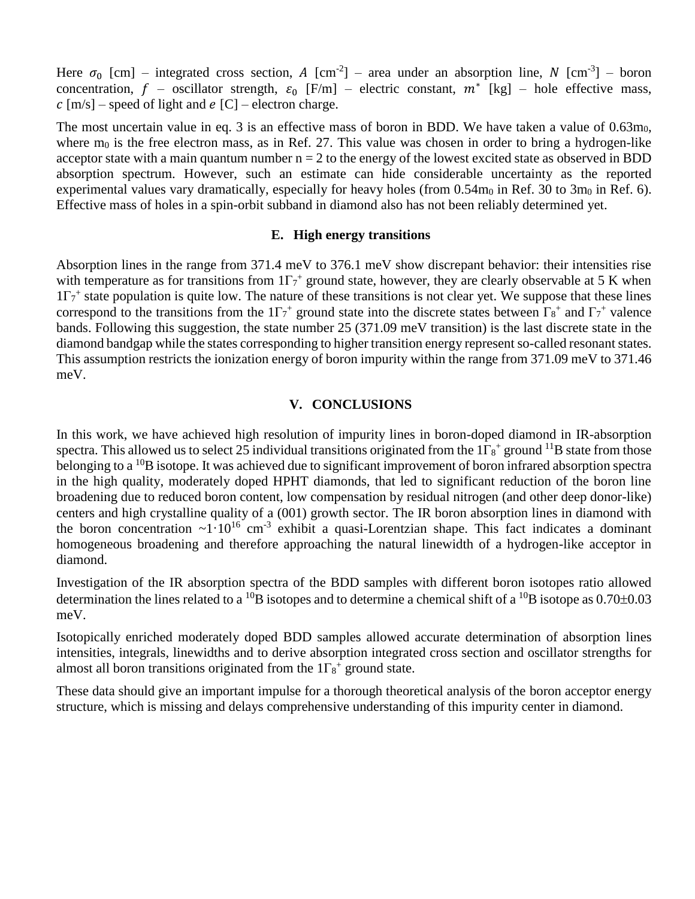Here $\sigma_0$ [cm] – integrated cross section, $A$ [cm$^{-2}$] – area under an absorption line, $N$ [cm$^{-3}$] – boron concentration, $f$ – oscillator strength, $\varepsilon_0$ [F/m] – electric constant, $m^*$ [kg] – hole effective mass, $c$ [m/s] – speed of light and $e$ [C] – electron charge.

The most uncertain value in eq. 3 is an effective mass of boron in BDD. We have taken a value of $0.63m_0$, where $m_0$ is the free electron mass, as in Ref. 27. This value was chosen in order to bring a hydrogen-like acceptor state with a main quantum number n = 2 to the energy of the lowest excited state as observed in BDD absorption spectrum. However, such an estimate can hide considerable uncertainty as the reported experimental values vary dramatically, especially for heavy holes (from $0.54m_0$ in Ref. 30 to $3m_0$ in Ref. 6). Effective mass of holes in a spin-orbit subband in diamond also has not been reliably determined yet.

### E. High energy transitions

Absorption lines in the range from 371.4 meV to 376.1 meV show discrepant behavior: their intensities rise with temperature as for transitions from $1\Gamma_7^+$ ground state, however, they are clearly observable at 5 K when $1\Gamma_7^+$ state population is quite low. The nature of these transitions is not clear yet. We suppose that these lines correspond to the transitions from the $1\Gamma_7^+$ ground state into the discrete states between $\Gamma_8^+$ and $\Gamma_7^+$ valence bands. Following this suggestion, the state number 25 (371.09 meV transition) is the last discrete state in the diamond bandgap while the states corresponding to higher transition energy represent so-called resonant states. This assumption restricts the ionization energy of boron impurity within the range from 371.09 meV to 371.46 meV.

## V. CONCLUSIONS

In this work, we have achieved high resolution of impurity lines in boron-doped diamond in IR-absorption spectra. This allowed us to select 25 individual transitions originated from the $1\Gamma_8^+$ ground $^{11}B$ state from those belonging to a $^{10}B$ isotope. It was achieved due to significant improvement of boron infrared absorption spectra in the high quality, moderately doped HPHT diamonds, that led to significant reduction of the boron line broadening due to reduced boron content, low compensation by residual nitrogen (and other deep donor-like) centers and high crystalline quality of a (001) growth sector. The IR boron absorption lines in diamond with the boron concentration $\sim 1 \cdot 10^{16}$ cm$^{-3}$ exhibit a quasi-Lorentzian shape. This fact indicates a dominant homogeneous broadening and therefore approaching the natural linewidth of a hydrogen-like acceptor in diamond.

Investigation of the IR absorption spectra of the BDD samples with different boron isotopes ratio allowed determination the lines related to a $^{10}B$ isotopes and to determine a chemical shift of a $^{10}B$ isotope as $0.70 \pm 0.03$ meV.

Isotopically enriched moderately doped BDD samples allowed accurate determination of absorption lines intensities, integrals, linewidths and to derive absorption integrated cross section and oscillator strengths for almost all boron transitions originated from the $1\Gamma_8^+$ ground state.

These data should give an important impulse for a thorough theoretical analysis of the boron acceptor energy structure, which is missing and delays comprehensive understanding of this impurity center in diamond.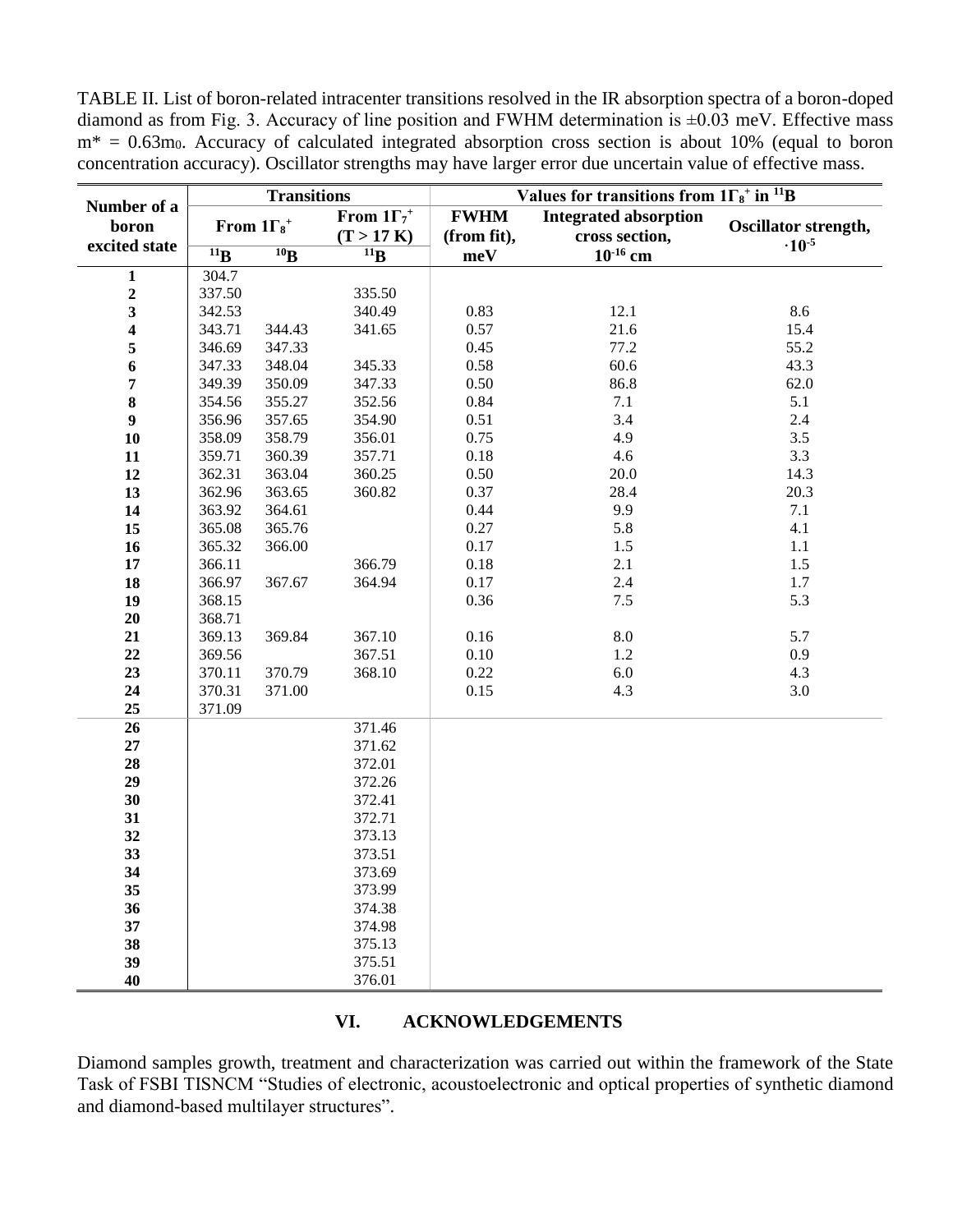TABLE II. List of boron-related intracenter transitions resolved in the IR absorption spectra of a boron-doped diamond as from Fig. 3. Accuracy of line position and FWHM determination is ±0.03 meV. Effective mass $m^* = 0.63m_0$. Accuracy of calculated integrated absorption cross section is about 10% (equal to boron concentration accuracy). Oscillator strengths may have larger error due uncertain value of effective mass.

| Number of a boron excited state | Transitions | | | Values for transitions from $1\Gamma_8^+$ in $^{11}$B | | |
|---|---|---|---|---|---|---|
| | From $1\Gamma_8^+$ | | From $1\Gamma_7^+$ (T > 17 K) | FWHM (from fit), meV | Integrated absorption cross section, $10^{-16}$ cm | Oscillator strength, $\cdot 10^{-5}$ |
| | $^{11}$B | $^{10}$B | $^{11}$B | | | |
| 1 | 304.7 | | | | | |
| 2 | 337.50 | | 335.50 | | | |
| 3 | 342.53 | | 340.49 | 0.83 | 12.1 | 8.6 |
| 4 | 343.71 | 344.43 | 341.65 | 0.57 | 21.6 | 15.4 |
| 5 | 346.69 | 347.33 | | 0.45 | 77.2 | 55.2 |
| 6 | 347.33 | 348.04 | 345.33 | 0.58 | 60.6 | 43.3 |
| 7 | 349.39 | 350.09 | 347.33 | 0.50 | 86.8 | 62.0 |
| 8 | 354.56 | 355.27 | 352.56 | 0.84 | 7.1 | 5.1 |
| 9 | 356.96 | 357.65 | 354.90 | 0.51 | 3.4 | 2.4 |
| 10 | 358.09 | 358.79 | 356.01 | 0.75 | 4.9 | 3.5 |
| 11 | 359.71 | 360.39 | 357.71 | 0.18 | 4.6 | 3.3 |
| 12 | 362.31 | 363.04 | 360.25 | 0.50 | 20.0 | 14.3 |
| 13 | 362.96 | 363.65 | 360.82 | 0.37 | 28.4 | 20.3 |
| 14 | 363.92 | 364.61 | | 0.44 | 9.9 | 7.1 |
| 15 | 365.08 | 365.76 | | 0.27 | 5.8 | 4.1 |
| 16 | 365.32 | 366.00 | | 0.17 | 1.5 | 1.1 |
| 17 | 366.11 | | 366.79 | 0.18 | 2.1 | 1.5 |
| 18 | 366.97 | 367.67 | 364.94 | 0.17 | 2.4 | 1.7 |
| 19 | 368.15 | | | 0.36 | 7.5 | 5.3 |
| 20 | 368.71 | | | | | |
| 21 | 369.13 | 369.84 | 367.10 | 0.16 | 8.0 | 5.7 |
| 22 | 369.56 | | 367.51 | 0.10 | 1.2 | 0.9 |
| 23 | 370.11 | 370.79 | 368.10 | 0.22 | 6.0 | 4.3 |
| 24 | 370.31 | 371.00 | | 0.15 | 4.3 | 3.0 |
| 25 | 371.09 | | | | | |
| 26 | | | 371.46 | | | |
| 27 | | | 371.62 | | | |
| 28 | | | 372.01 | | | |
| 29 | | | 372.26 | | | |
| 30 | | | 372.41 | | | |
| 31 | | | 372.71 | | | |
| 32 | | | 373.13 | | | |
| 33 | | | 373.51 | | | |
| 34 | | | 373.69 | | | |
| 35 | | | 373.99 | | | |
| 36 | | | 374.38 | | | |
| 37 | | | 374.98 | | | |
| 38 | | | 375.13 | | | |
| 39 | | | 375.51 | | | |
| 40 | | | 376.01 | | | |

## VI. ACKNOWLEDGEMENTS

Diamond samples growth, treatment and characterization was carried out within the framework of the State Task of FSBI TISNCM "Studies of electronic, acoustoelectronic and optical properties of synthetic diamond and diamond-based multilayer structures".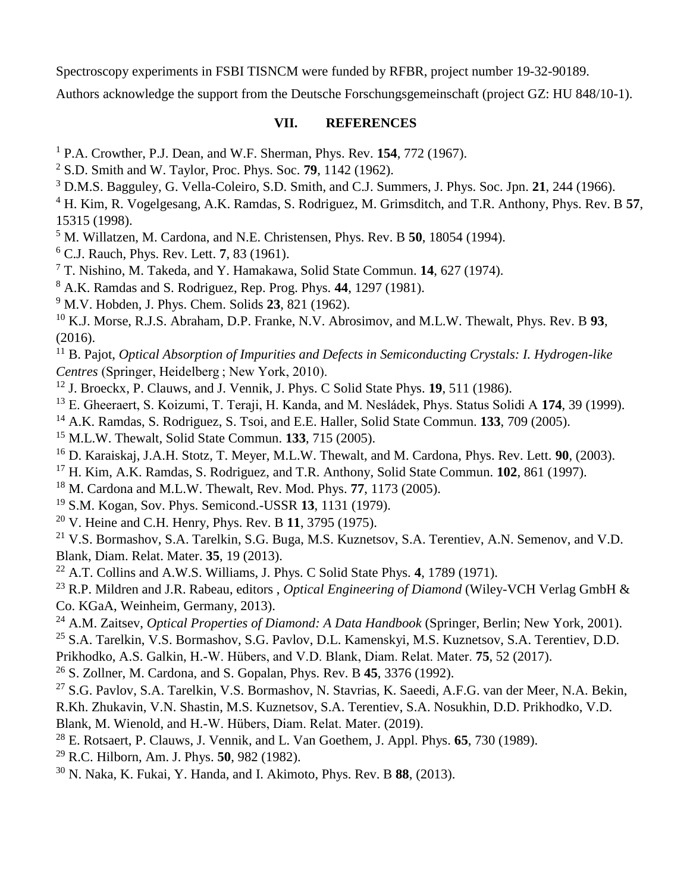Spectroscopy experiments in FSBI TISNCM were funded by RFBR, project number 19-32-90189.

Authors acknowledge the support from the Deutsche Forschungsgemeinschaft (project GZ: HU 848/10-1).

## VII. REFERENCES

[1] P.A. Crowther, P.J. Dean, and W.F. Sherman, Phys. Rev. **154**, 772 (1967).

[2] S.D. Smith and W. Taylor, Proc. Phys. Soc. **79**, 1142 (1962).

[3] D.M.S. Bagguley, G. Vella-Coleiro, S.D. Smith, and C.J. Summers, J. Phys. Soc. Jpn. **21**, 244 (1966).

[4] H. Kim, R. Vogelgesang, A.K. Ramdas, S. Rodriguez, M. Grimsditch, and T.R. Anthony, Phys. Rev. B **57**, 15315 (1998).

[5] M. Willatzen, M. Cardona, and N.E. Christensen, Phys. Rev. B **50**, 18054 (1994).

[6] C.J. Rauch, Phys. Rev. Lett. **7**, 83 (1961).

[7] T. Nishino, M. Takeda, and Y. Hamakawa, Solid State Commun. **14**, 627 (1974).

[8] A.K. Ramdas and S. Rodriguez, Rep. Prog. Phys. **44**, 1297 (1981).

[9] M.V. Hobden, J. Phys. Chem. Solids **23**, 821 (1962).

[10] K.J. Morse, R.J.S. Abraham, D.P. Franke, N.V. Abrosimov, and M.L.W. Thewalt, Phys. Rev. B **93**, (2016).

[11] B. Pajot, *Optical Absorption of Impurities and Defects in Semiconducting Crystals: I. Hydrogen-like Centres* (Springer, Heidelberg ; New York, 2010).

[12] J. Broeckx, P. Clauws, and J. Vennik, J. Phys. C Solid State Phys. **19**, 511 (1986).

[13] E. Gheeraert, S. Koizumi, T. Teraji, H. Kanda, and M. Nesládek, Phys. Status Solidi A **174**, 39 (1999).

[14] A.K. Ramdas, S. Rodriguez, S. Tsoi, and E.E. Haller, Solid State Commun. **133**, 709 (2005).

[15] M.L.W. Thewalt, Solid State Commun. **133**, 715 (2005).

[16] D. Karaiskaj, J.A.H. Stotz, T. Meyer, M.L.W. Thewalt, and M. Cardona, Phys. Rev. Lett. **90**, (2003).

[17] H. Kim, A.K. Ramdas, S. Rodriguez, and T.R. Anthony, Solid State Commun. **102**, 861 (1997).

[18] M. Cardona and M.L.W. Thewalt, Rev. Mod. Phys. **77**, 1173 (2005).

[19] S.M. Kogan, Sov. Phys. Semicond.-USSR **13**, 1131 (1979).

[20] V. Heine and C.H. Henry, Phys. Rev. B **11**, 3795 (1975).

[21] V.S. Bormashov, S.A. Tarelkin, S.G. Buga, M.S. Kuznetsov, S.A. Terentiev, A.N. Semenov, and V.D. Blank, Diam. Relat. Mater. **35**, 19 (2013).

[22] A.T. Collins and A.W.S. Williams, J. Phys. C Solid State Phys. **4**, 1789 (1971).

[23] R.P. Mildren and J.R. Rabeau, editors , *Optical Engineering of Diamond* (Wiley-VCH Verlag GmbH & Co. KGaA, Weinheim, Germany, 2013).

[24] A.M. Zaitsev, *Optical Properties of Diamond: A Data Handbook* (Springer, Berlin; New York, 2001).

[25] S.A. Tarelkin, V.S. Bormashov, S.G. Pavlov, D.L. Kamenskyi, M.S. Kuznetsov, S.A. Terentiev, D.D. Prikhodko, A.S. Galkin, H.-W. Hübers, and V.D. Blank, Diam. Relat. Mater. **75**, 52 (2017).

[26] S. Zollner, M. Cardona, and S. Gopalan, Phys. Rev. B **45**, 3376 (1992).

[27] S.G. Pavlov, S.A. Tarelkin, V.S. Bormashov, N. Stavrias, K. Saeedi, A.F.G. van der Meer, N.A. Bekin, R.Kh. Zhukavin, V.N. Shastin, M.S. Kuznetsov, S.A. Terentiev, S.A. Nosukhin, D.D. Prikhodko, V.D. Blank, M. Wienold, and H.-W. Hübers, Diam. Relat. Mater. (2019).

[28] E. Rotsaert, P. Clauws, J. Vennik, and L. Van Goethem, J. Appl. Phys. **65**, 730 (1989).

[29] R.C. Hilborn, Am. J. Phys. **50**, 982 (1982).

[30] N. Naka, K. Fukai, Y. Handa, and I. Akimoto, Phys. Rev. B **88**, (2013).